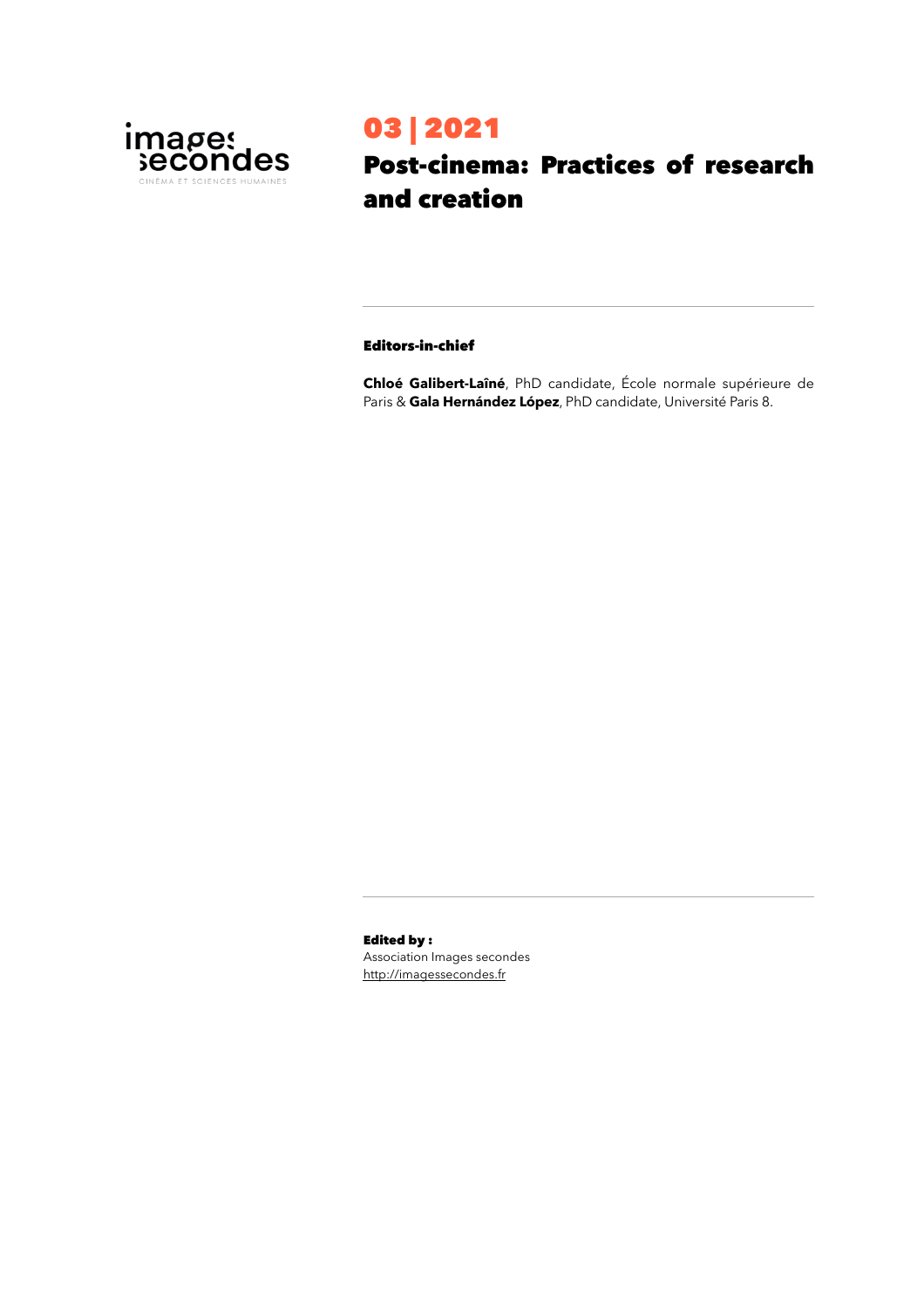images secondes

CINÉMA ET SCIENCES HUMAINES

# 03 | 2021

# Post-cinema: Practices of research and creation

**Editors-in-chief**

**Chloé Galibert-Laîné**, PhD candidate, École normale supérieure de Paris & **Gala Hernández López**, PhD candidate, Université Paris 8.

**Edited by :**
Association Images secondes
http://imagessecondes.fr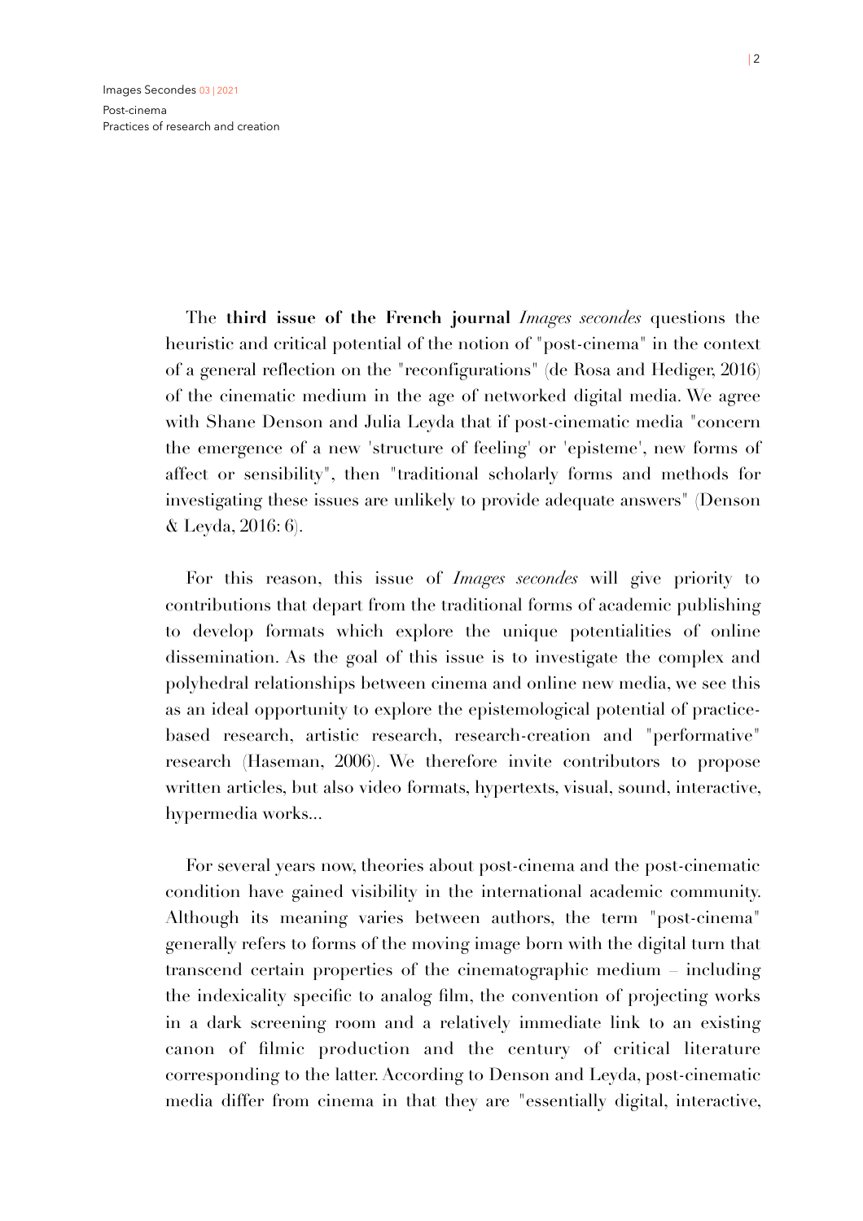The **third issue of the French journal** *Images secondes* questions the heuristic and critical potential of the notion of "post-cinema" in the context of a general reflection on the "reconfigurations" (de Rosa and Hediger, 2016) of the cinematic medium in the age of networked digital media. We agree with Shane Denson and Julia Leyda that if post-cinematic media "concern the emergence of a new 'structure of feeling' or 'episteme', new forms of affect or sensibility", then "traditional scholarly forms and methods for investigating these issues are unlikely to provide adequate answers" (Denson & Leyda, 2016: 6).

For this reason, this issue of *Images secondes* will give priority to contributions that depart from the traditional forms of academic publishing to develop formats which explore the unique potentialities of online dissemination. As the goal of this issue is to investigate the complex and polyhedral relationships between cinema and online new media, we see this as an ideal opportunity to explore the epistemological potential of practice-based research, artistic research, research-creation and "performative" research (Haseman, 2006). We therefore invite contributors to propose written articles, but also video formats, hypertexts, visual, sound, interactive, hypermedia works...

For several years now, theories about post-cinema and the post-cinematic condition have gained visibility in the international academic community. Although its meaning varies between authors, the term "post-cinema" generally refers to forms of the moving image born with the digital turn that transcend certain properties of the cinematographic medium – including the indexicality specific to analog film, the convention of projecting works in a dark screening room and a relatively immediate link to an existing canon of filmic production and the century of critical literature corresponding to the latter. According to Denson and Leyda, post-cinematic media differ from cinema in that they are "essentially digital, interactive,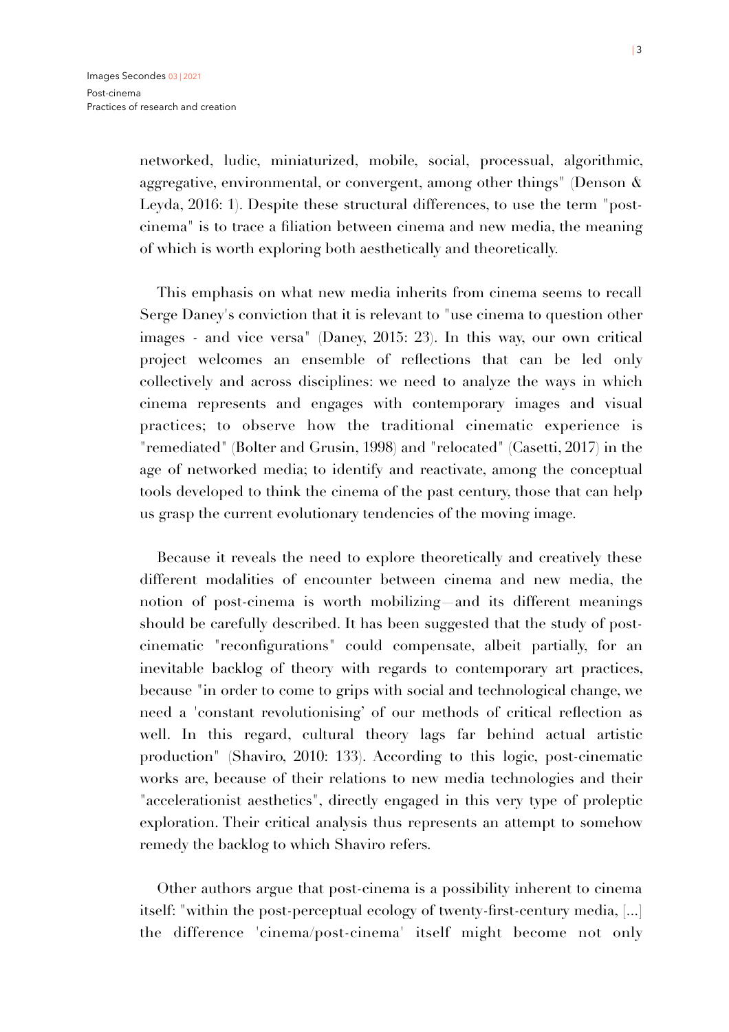networked, ludic, miniaturized, mobile, social, processual, algorithmic, aggregative, environmental, or convergent, among other things" (Denson & Leyda, 2016: 1). Despite these structural differences, to use the term "post-cinema" is to trace a filiation between cinema and new media, the meaning of which is worth exploring both aesthetically and theoretically.

This emphasis on what new media inherits from cinema seems to recall Serge Daney's conviction that it is relevant to "use cinema to question other images - and vice versa" (Daney, 2015: 23). In this way, our own critical project welcomes an ensemble of reflections that can be led only collectively and across disciplines: we need to analyze the ways in which cinema represents and engages with contemporary images and visual practices; to observe how the traditional cinematic experience is "remediated" (Bolter and Grusin, 1998) and "relocated" (Casetti, 2017) in the age of networked media; to identify and reactivate, among the conceptual tools developed to think the cinema of the past century, those that can help us grasp the current evolutionary tendencies of the moving image.

Because it reveals the need to explore theoretically and creatively these different modalities of encounter between cinema and new media, the notion of post-cinema is worth mobilizing—and its different meanings should be carefully described. It has been suggested that the study of post-cinematic "reconfigurations" could compensate, albeit partially, for an inevitable backlog of theory with regards to contemporary art practices, because "in order to come to grips with social and technological change, we need a 'constant revolutionising' of our methods of critical reflection as well. In this regard, cultural theory lags far behind actual artistic production" (Shaviro, 2010: 133). According to this logic, post-cinematic works are, because of their relations to new media technologies and their "accelerationist aesthetics", directly engaged in this very type of proleptic exploration. Their critical analysis thus represents an attempt to somehow remedy the backlog to which Shaviro refers.

Other authors argue that post-cinema is a possibility inherent to cinema itself: "within the post-perceptual ecology of twenty-first-century media, [...] the difference 'cinema/post-cinema' itself might become not only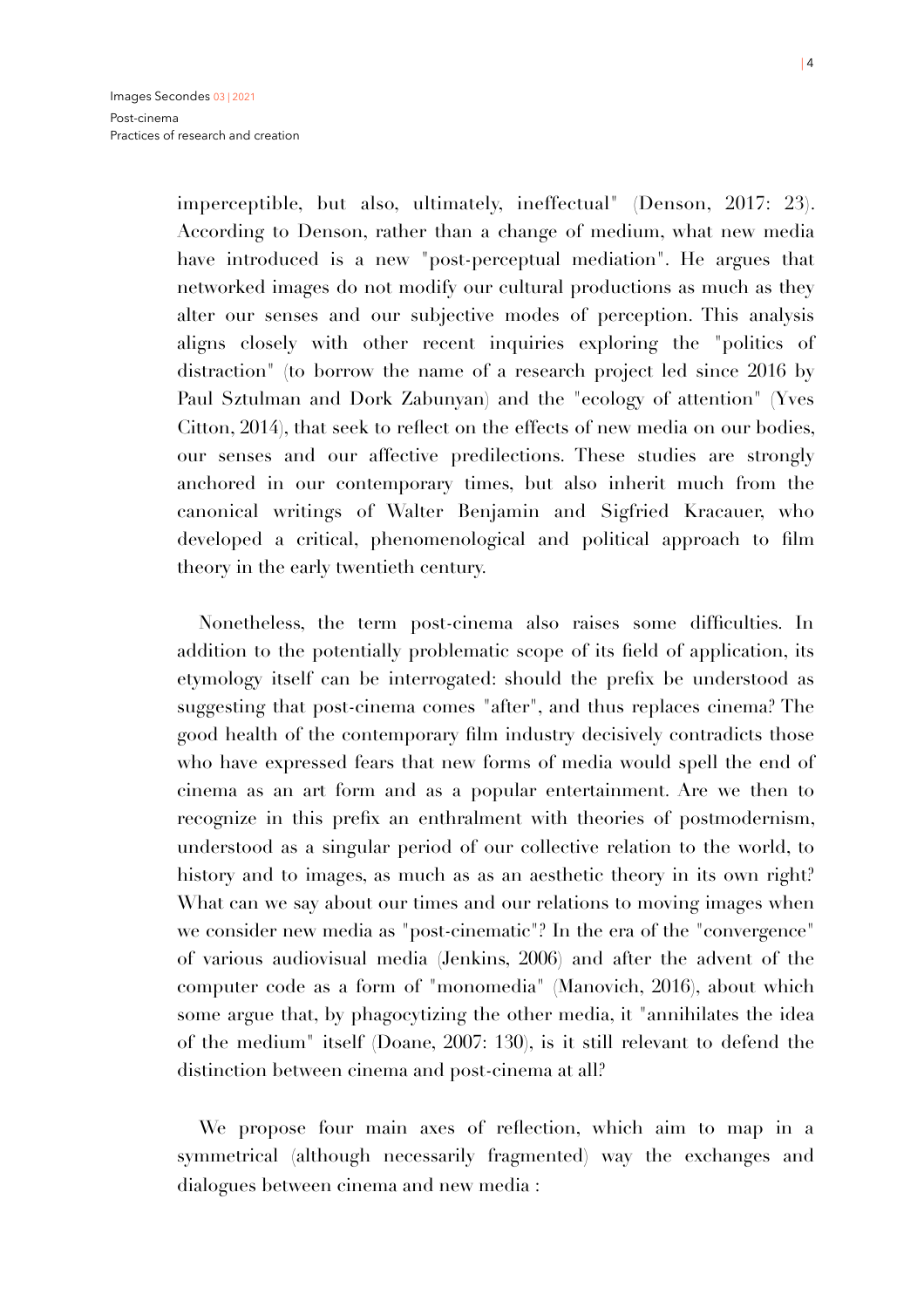imperceptible, but also, ultimately, ineffectual" (Denson, 2017: 23). According to Denson, rather than a change of medium, what new media have introduced is a new "post-perceptual mediation". He argues that networked images do not modify our cultural productions as much as they alter our senses and our subjective modes of perception. This analysis aligns closely with other recent inquiries exploring the "politics of distraction" (to borrow the name of a research project led since 2016 by Paul Sztulman and Dork Zabunyan) and the "ecology of attention" (Yves Citton, 2014), that seek to reflect on the effects of new media on our bodies, our senses and our affective predilections. These studies are strongly anchored in our contemporary times, but also inherit much from the canonical writings of Walter Benjamin and Sigfried Kracauer, who developed a critical, phenomenological and political approach to film theory in the early twentieth century.

Nonetheless, the term post-cinema also raises some difficulties. In addition to the potentially problematic scope of its field of application, its etymology itself can be interrogated: should the prefix be understood as suggesting that post-cinema comes "after", and thus replaces cinema? The good health of the contemporary film industry decisively contradicts those who have expressed fears that new forms of media would spell the end of cinema as an art form and as a popular entertainment. Are we then to recognize in this prefix an enthralment with theories of postmodernism, understood as a singular period of our collective relation to the world, to history and to images, as much as as an aesthetic theory in its own right? What can we say about our times and our relations to moving images when we consider new media as "post-cinematic"? In the era of the "convergence" of various audiovisual media (Jenkins, 2006) and after the advent of the computer code as a form of "monomedia" (Manovich, 2016), about which some argue that, by phagocytizing the other media, it "annihilates the idea of the medium" itself (Doane, 2007: 130), is it still relevant to defend the distinction between cinema and post-cinema at all?

We propose four main axes of reflection, which aim to map in a symmetrical (although necessarily fragmented) way the exchanges and dialogues between cinema and new media :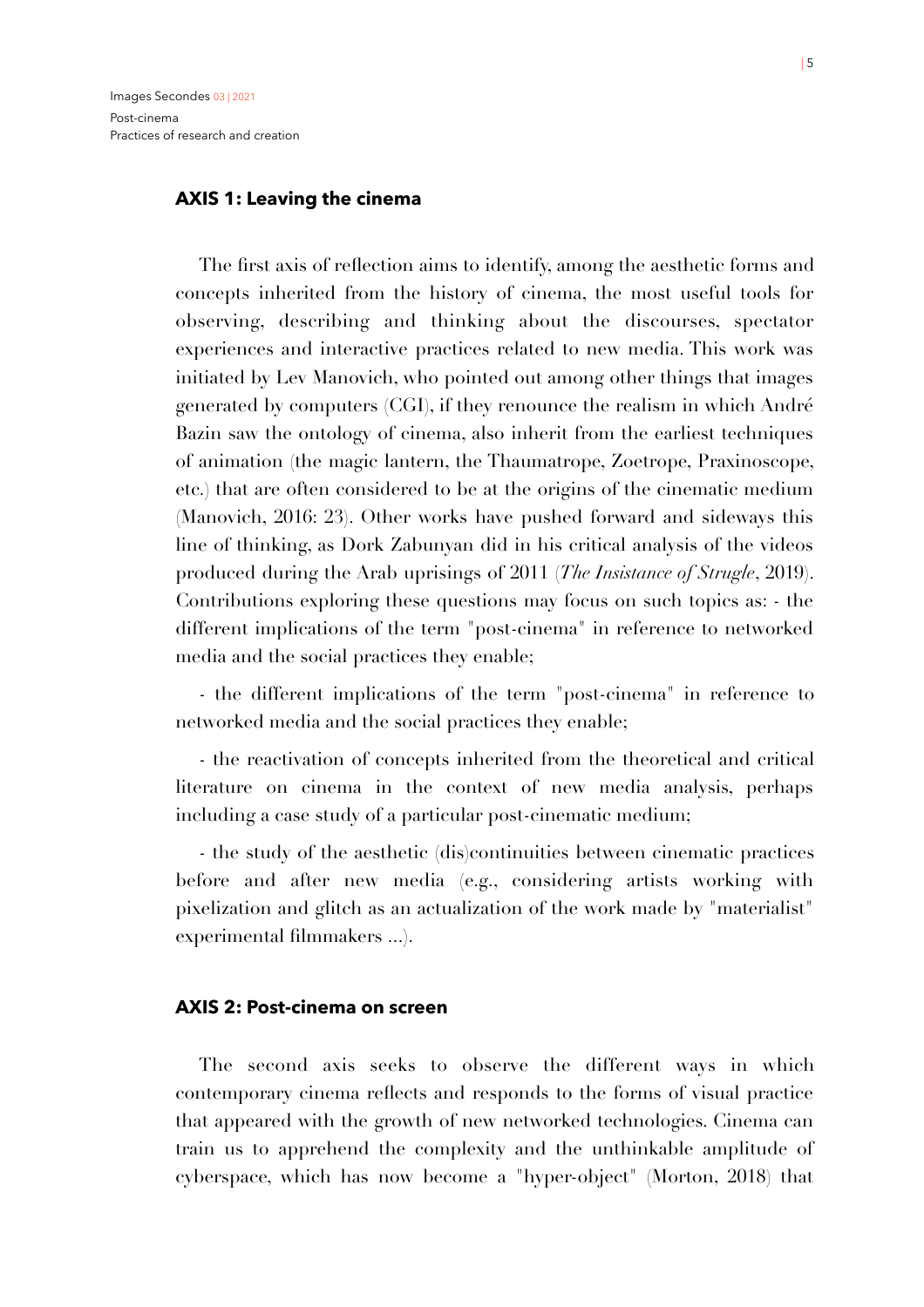## AXIS 1: Leaving the cinema

The first axis of reflection aims to identify, among the aesthetic forms and concepts inherited from the history of cinema, the most useful tools for observing, describing and thinking about the discourses, spectator experiences and interactive practices related to new media. This work was initiated by Lev Manovich, who pointed out among other things that images generated by computers (CGI), if they renounce the realism in which André Bazin saw the ontology of cinema, also inherit from the earliest techniques of animation (the magic lantern, the Thaumatrope, Zoetrope, Praxinoscope, etc.) that are often considered to be at the origins of the cinematic medium (Manovich, 2016: 23). Other works have pushed forward and sideways this line of thinking, as Dork Zabunyan did in his critical analysis of the videos produced during the Arab uprisings of 2011 (*The Insistance of Strugle*, 2019). Contributions exploring these questions may focus on such topics as: - the different implications of the term "post-cinema" in reference to networked media and the social practices they enable;

- the different implications of the term "post-cinema" in reference to networked media and the social practices they enable;

- the reactivation of concepts inherited from the theoretical and critical literature on cinema in the context of new media analysis, perhaps including a case study of a particular post-cinematic medium;

- the study of the aesthetic (dis)continuities between cinematic practices before and after new media (e.g., considering artists working with pixelization and glitch as an actualization of the work made by "materialist" experimental filmmakers ...).

## AXIS 2: Post-cinema on screen

The second axis seeks to observe the different ways in which contemporary cinema reflects and responds to the forms of visual practice that appeared with the growth of new networked technologies. Cinema can train us to apprehend the complexity and the unthinkable amplitude of cyberspace, which has now become a "hyper-object" (Morton, 2018) that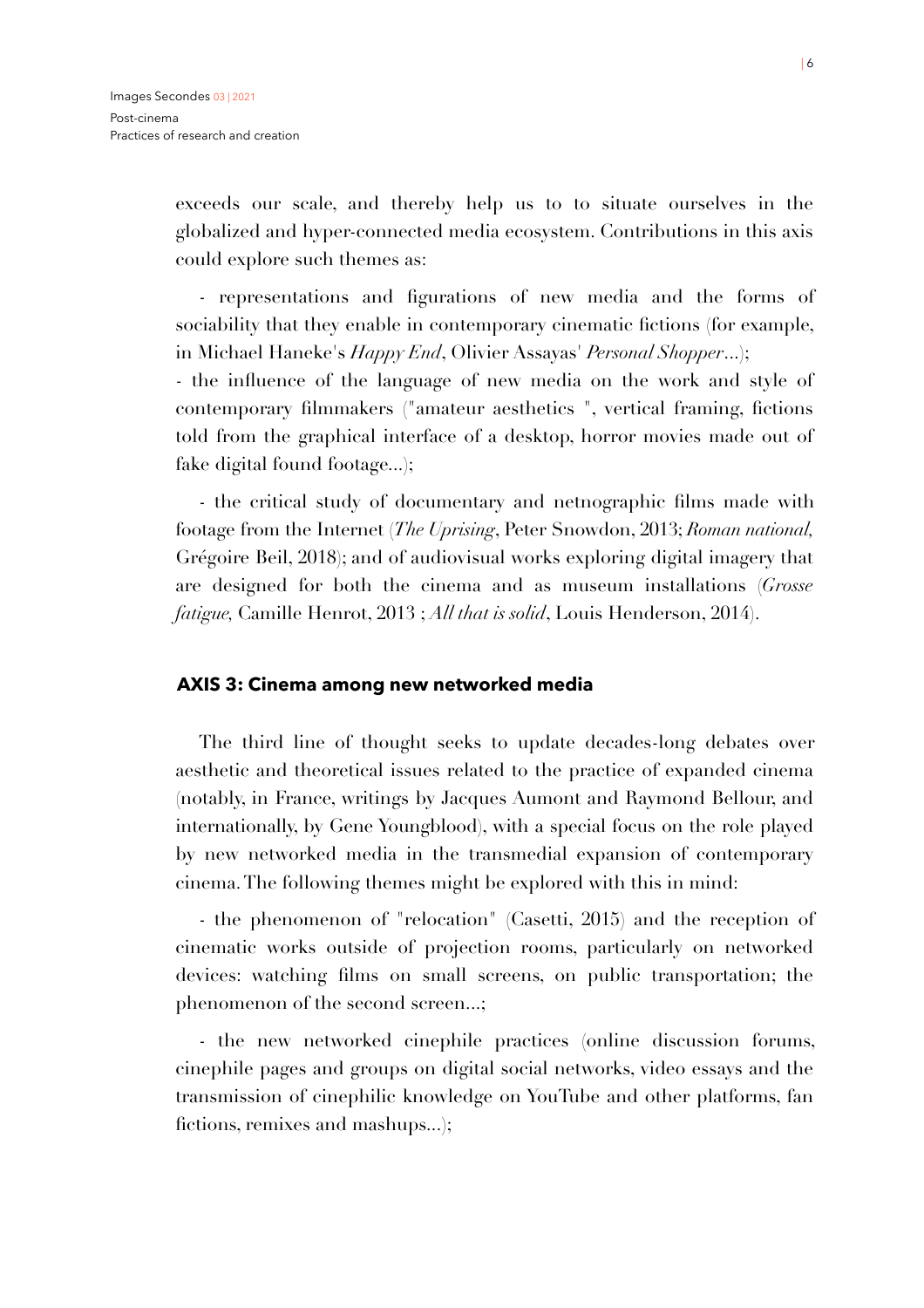exceeds our scale, and thereby help us to to situate ourselves in the globalized and hyper-connected media ecosystem. Contributions in this axis could explore such themes as:

- representations and figurations of new media and the forms of sociability that they enable in contemporary cinematic fictions (for example, in Michael Haneke's *Happy End*, Olivier Assayas' *Personal Shopper*...);
- the influence of the language of new media on the work and style of contemporary filmmakers ("amateur aesthetics ", vertical framing, fictions told from the graphical interface of a desktop, horror movies made out of fake digital found footage...);

- the critical study of documentary and netnographic films made with footage from the Internet (*The Uprising*, Peter Snowdon, 2013; *Roman national,* Grégoire Beil, 2018); and of audiovisual works exploring digital imagery that are designed for both the cinema and as museum installations (*Grosse fatigue,* Camille Henrot, 2013 ; *All that is solid*, Louis Henderson, 2014).

### AXIS 3: Cinema among new networked media

The third line of thought seeks to update decades-long debates over aesthetic and theoretical issues related to the practice of expanded cinema (notably, in France, writings by Jacques Aumont and Raymond Bellour, and internationally, by Gene Youngblood), with a special focus on the role played by new networked media in the transmedial expansion of contemporary cinema. The following themes might be explored with this in mind:

- the phenomenon of "relocation" (Casetti, 2015) and the reception of cinematic works outside of projection rooms, particularly on networked devices: watching films on small screens, on public transportation; the phenomenon of the second screen...;

- the new networked cinephile practices (online discussion forums, cinephile pages and groups on digital social networks, video essays and the transmission of cinephilic knowledge on YouTube and other platforms, fan fictions, remixes and mashups...);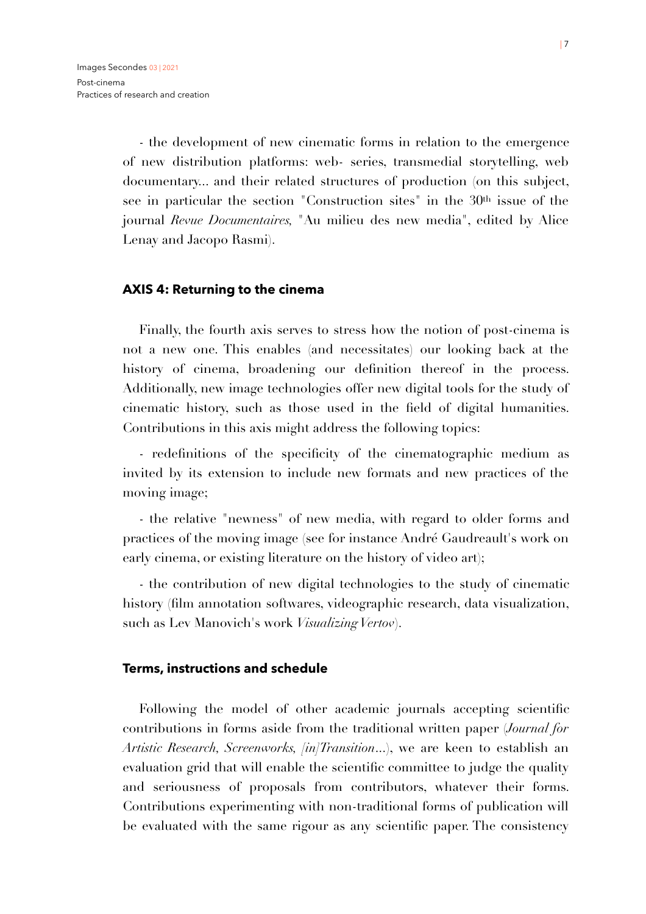- the development of new cinematic forms in relation to the emergence of new distribution platforms: web- series, transmedial storytelling, web documentary... and their related structures of production (on this subject, see in particular the section "Construction sites" in the 30th issue of the journal *Revue Documentaires*, "Au milieu des new media", edited by Alice Lenay and Jacopo Rasmi).

## AXIS 4: Returning to the cinema

Finally, the fourth axis serves to stress how the notion of post-cinema is not a new one. This enables (and necessitates) our looking back at the history of cinema, broadening our definition thereof in the process. Additionally, new image technologies offer new digital tools for the study of cinematic history, such as those used in the field of digital humanities. Contributions in this axis might address the following topics:

- redefinitions of the specificity of the cinematographic medium as invited by its extension to include new formats and new practices of the moving image;

- the relative "newness" of new media, with regard to older forms and practices of the moving image (see for instance André Gaudreault's work on early cinema, or existing literature on the history of video art);

- the contribution of new digital technologies to the study of cinematic history (film annotation softwares, videographic research, data visualization, such as Lev Manovich's work *Visualizing Vertov*).

## Terms, instructions and schedule

Following the model of other academic journals accepting scientific contributions in forms aside from the traditional written paper (*Journal for Artistic Research*, *Screenworks*, *[in]Transition*...), we are keen to establish an evaluation grid that will enable the scientific committee to judge the quality and seriousness of proposals from contributors, whatever their forms. Contributions experimenting with non-traditional forms of publication will be evaluated with the same rigour as any scientific paper. The consistency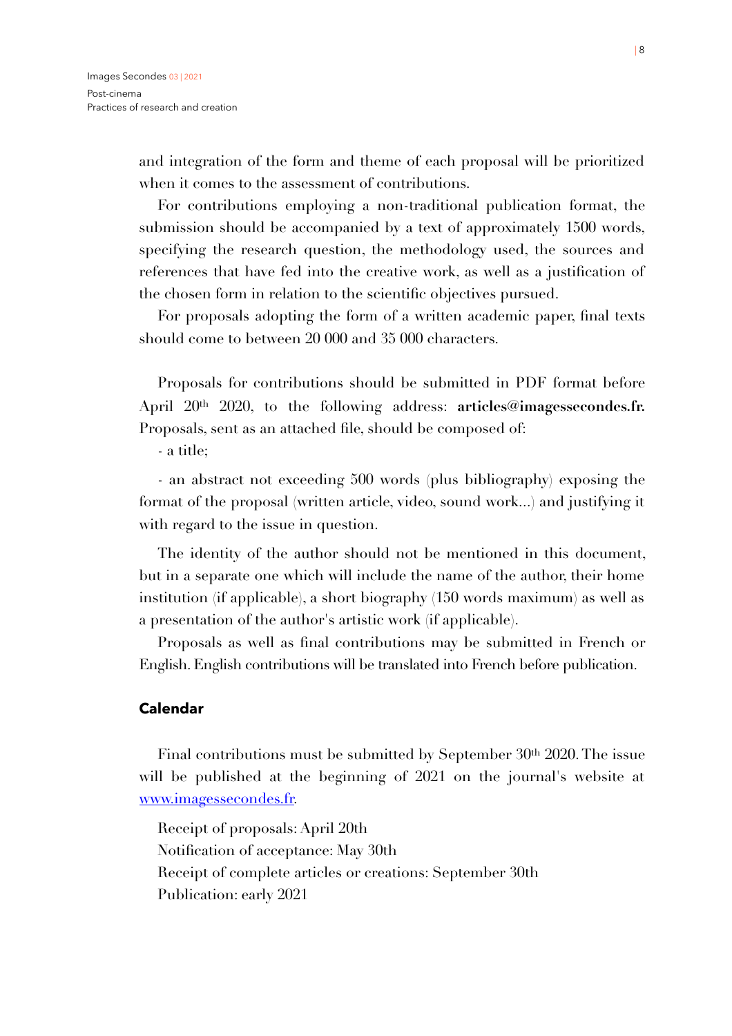and integration of the form and theme of each proposal will be prioritized when it comes to the assessment of contributions.

For contributions employing a non-traditional publication format, the submission should be accompanied by a text of approximately 1500 words, specifying the research question, the methodology used, the sources and references that have fed into the creative work, as well as a justification of the chosen form in relation to the scientific objectives pursued.

For proposals adopting the form of a written academic paper, final texts should come to between 20 000 and 35 000 characters.

Proposals for contributions should be submitted in PDF format before April 20th 2020, to the following address: **articles@imagessecondes.fr.** Proposals, sent as an attached file, should be composed of:

- a title;

- an abstract not exceeding 500 words (plus bibliography) exposing the format of the proposal (written article, video, sound work...) and justifying it with regard to the issue in question.

The identity of the author should not be mentioned in this document, but in a separate one which will include the name of the author, their home institution (if applicable), a short biography (150 words maximum) as well as a presentation of the author's artistic work (if applicable).

Proposals as well as final contributions may be submitted in French or English. English contributions will be translated into French before publication.

## Calendar

Final contributions must be submitted by September 30th 2020. The issue will be published at the beginning of 2021 on the journal's website at [www.imagessecondes.fr](www.imagessecondes.fr).

Receipt of proposals: April 20th
Notification of acceptance: May 30th
Receipt of complete articles or creations: September 30th
Publication: early 2021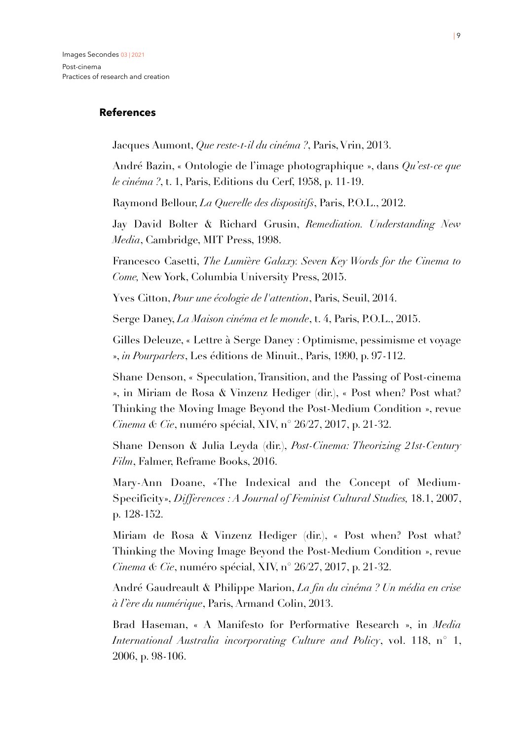## References

Jacques Aumont, *Que reste-t-il du cinéma ?*, Paris, Vrin, 2013.

André Bazin, « Ontologie de l'image photographique », dans *Qu'est-ce que le cinéma ?*, t. 1, Paris, Editions du Cerf, 1958, p. 11-19.

Raymond Bellour, *La Querelle des dispositifs*, Paris, P.O.L., 2012.

Jay David Bolter & Richard Grusin, *Remediation. Understanding New Media*, Cambridge, MIT Press, 1998.

Francesco Casetti, *The Lumière Galaxy: Seven Key Words for the Cinema to Come,* New York, Columbia University Press, 2015.

Yves Citton, *Pour une écologie de l'attention*, Paris, Seuil, 2014.

Serge Daney, *La Maison cinéma et le monde*, t. 4, Paris, P.O.L., 2015.

Gilles Deleuze, « Lettre à Serge Daney : Optimisme, pessimisme et voyage », *in Pourparlers*, Les éditions de Minuit., Paris, 1990, p. 97-112.

Shane Denson, « Speculation, Transition, and the Passing of Post-cinema », in Miriam de Rosa & Vinzenz Hediger (dir.), « Post when? Post what? Thinking the Moving Image Beyond the Post-Medium Condition », revue *Cinema & Cie*, numéro spécial, XIV, n° 26/27, 2017, p. 21-32.

Shane Denson & Julia Leyda (dir.), *Post-Cinema: Theorizing 21st-Century Film*, Falmer, Reframe Books, 2016.

Mary-Ann Doane, «The Indexical and the Concept of Medium-Specificity», *Differences : A Journal of Feminist Cultural Studies,* 18.1, 2007, p. 128-152.

Miriam de Rosa & Vinzenz Hediger (dir.), « Post when? Post what? Thinking the Moving Image Beyond the Post-Medium Condition », revue *Cinema & Cie*, numéro spécial, XIV, n° 26/27, 2017, p. 21-32.

André Gaudreault & Philippe Marion, *La fin du cinéma ? Un média en crise à l'ère du numérique*, Paris, Armand Colin, 2013.

Brad Haseman, « A Manifesto for Performative Research », in *Media International Australia incorporating Culture and Policy*, vol. 118, n° 1, 2006, p. 98-106.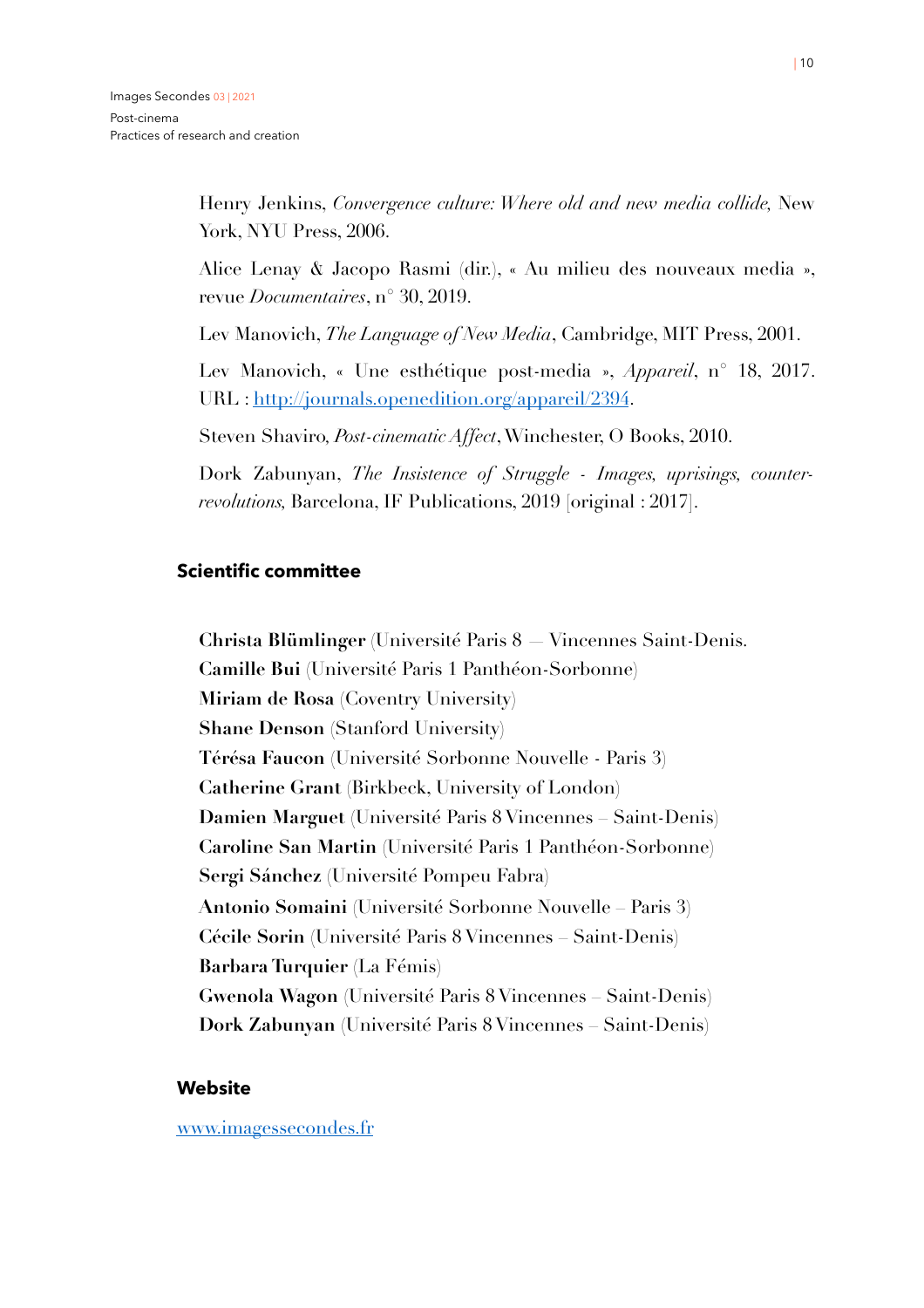Henry Jenkins, *Convergence culture: Where old and new media collide,* New York, NYU Press, 2006.

Alice Lenay & Jacopo Rasmi (dir.), « Au milieu des nouveaux media », revue *Documentaires*, n° 30, 2019.

Lev Manovich, *The Language of New Media*, Cambridge, MIT Press, 2001.

Lev Manovich, « Une esthétique post-media », *Appareil*, n° 18, 2017. URL : [http://journals.openedition.org/appareil/2394](http://journals.openedition.org/appareil/2394).

Steven Shaviro, *Post-cinematic Affect*, Winchester, O Books, 2010.

Dork Zabunyan, *The Insistence of Struggle - Images, uprisings, counter-revolutions,* Barcelona, IF Publications, 2019 [original : 2017].

## Scientific committee

**Christa Blümlinger** (Université Paris 8 — Vincennes Saint-Denis.
**Camille Bui** (Université Paris 1 Panthéon-Sorbonne)
**Miriam de Rosa** (Coventry University)
**Shane Denson** (Stanford University)
**Térésa Faucon** (Université Sorbonne Nouvelle - Paris 3)
**Catherine Grant** (Birkbeck, University of London)
**Damien Marguet** (Université Paris 8 Vincennes – Saint-Denis)
**Caroline San Martin** (Université Paris 1 Panthéon-Sorbonne)
**Sergi Sánchez** (Université Pompeu Fabra)
**Antonio Somaini** (Université Sorbonne Nouvelle – Paris 3)
**Cécile Sorin** (Université Paris 8 Vincennes – Saint-Denis)
**Barbara Turquier** (La Fémis)
**Gwenola Wagon** (Université Paris 8 Vincennes – Saint-Denis)
**Dork Zabunyan** (Université Paris 8 Vincennes – Saint-Denis)

## Website

[www.imagessecondes.fr](http://www.imagessecondes.fr)